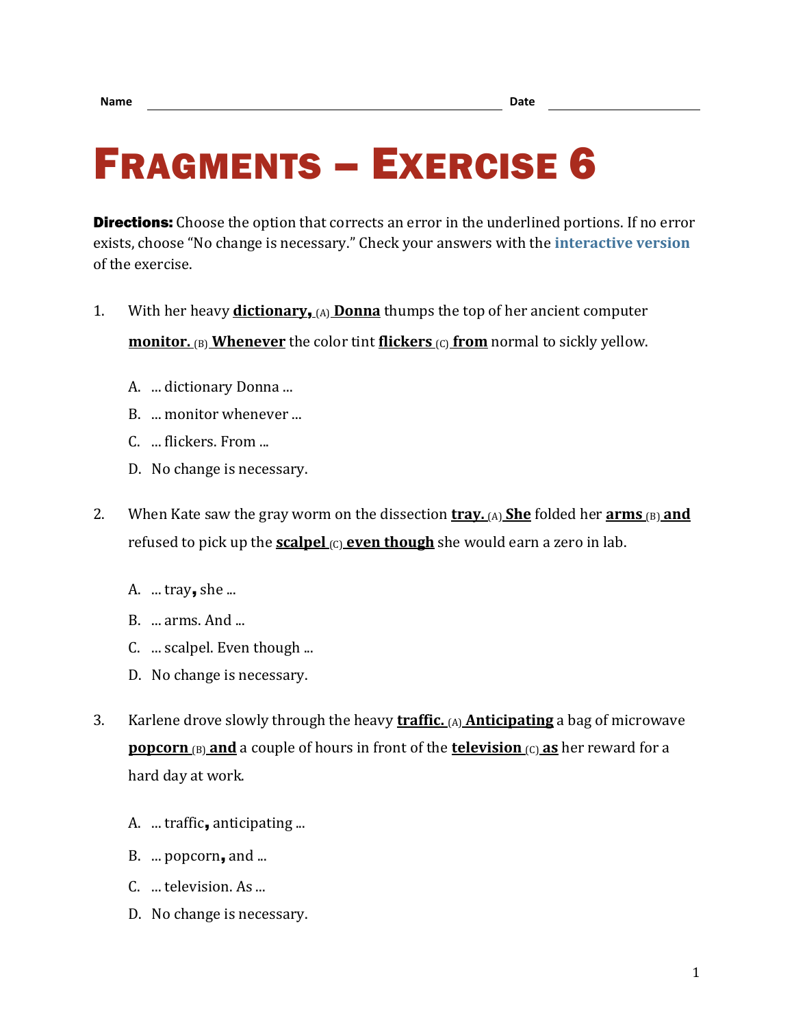**Name** ______________________________ **Date** ______________

# Fragments – Exercise 6

**Directions:** Choose the option that corrects an error in the underlined portions. If no error exists, choose "No change is necessary." Check your answers with the **interactive version** of the exercise.

1. With her heavy **dictionary,** (A) **Donna** thumps the top of her ancient computer **monitor.** (B) **Whenever** the color tint **flickers** (C) **from** normal to sickly yellow.

   A. ... dictionary Donna ...
   
   B. ... monitor whenever ...
   
   C. ... flickers. From ...
   
   D. No change is necessary.

2. When Kate saw the gray worm on the dissection **tray.** (A) **She** folded her **arms** (B) **and** refused to pick up the **scalpel** (C) **even though** she would earn a zero in lab.

   A. ... tray**,** she ...
   
   B. ... arms. And ...
   
   C. ... scalpel. Even though ...
   
   D. No change is necessary.

3. Karlene drove slowly through the heavy **traffic.** (A) **Anticipating** a bag of microwave **popcorn** (B) **and** a couple of hours in front of the **television** (C) **as** her reward for a hard day at work.

   A. ... traffic**,** anticipating ...
   
   B. ... popcorn**,** and ...
   
   C. ... television. As ...
   
   D. No change is necessary.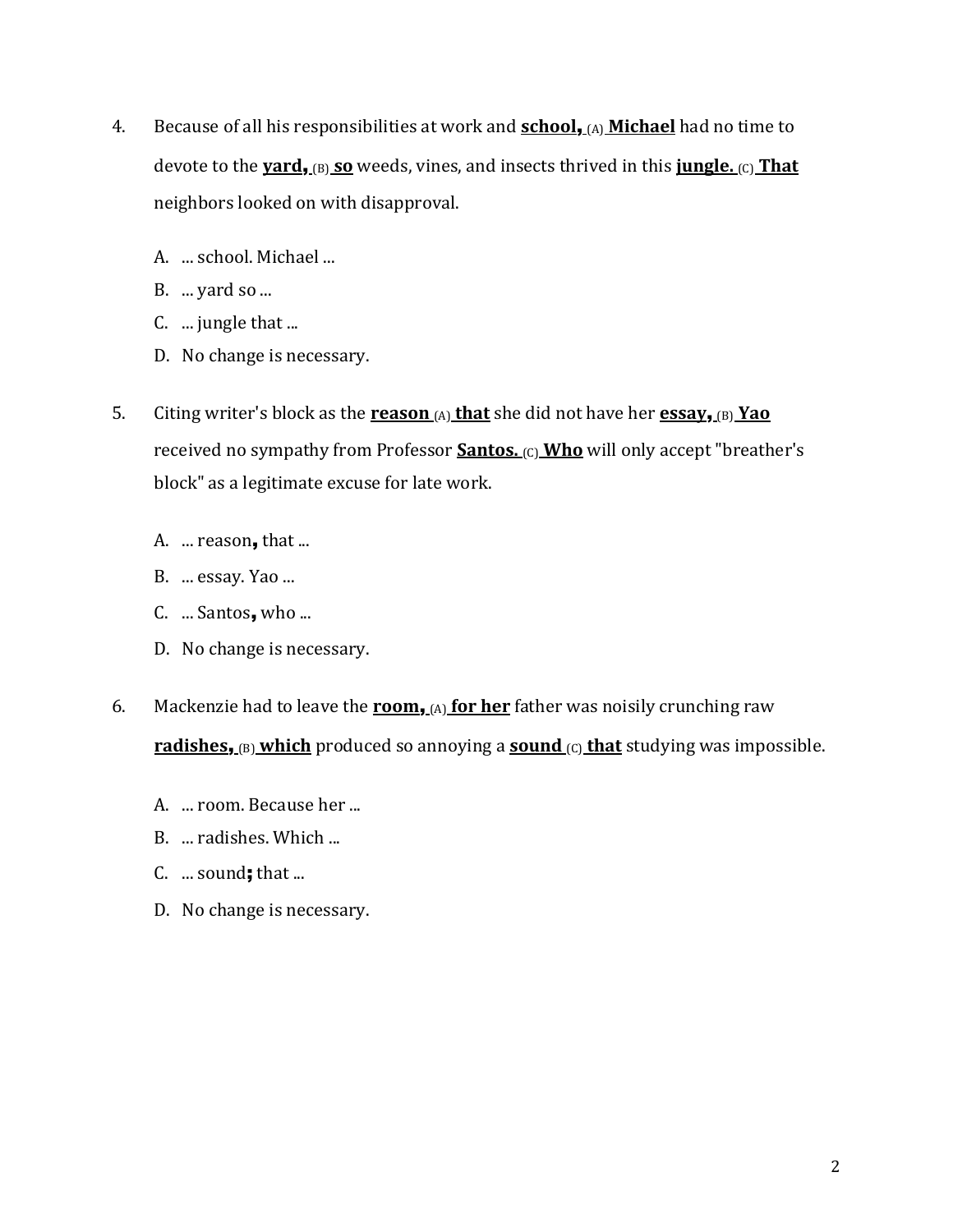4. Because of all his responsibilities at work and **<u>school,</u>** (A) **<u>Michael</u>** had no time to devote to the **<u>yard,</u>** (B) **<u>so</u>** weeds, vines, and insects thrived in this **<u>jungle.</u>** (C) **<u>That</u>** neighbors looked on with disapproval.

   A. ... school. Michael ...
   B. ... yard so ...
   C. ... jungle that ...
   D. No change is necessary.

5. Citing writer's block as the **<u>reason</u>** (A) **<u>that</u>** she did not have her **<u>essay,</u>** (B) **<u>Yao</u>** received no sympathy from Professor **<u>Santos.</u>** (C) **<u>Who</u>** will only accept "breather's block" as a legitimate excuse for late work.

   A. ... reason**,** that ...
   B. ... essay. Yao ...
   C. ... Santos**,** who ...
   D. No change is necessary.

6. Mackenzie had to leave the **<u>room,</u>** (A) **<u>for her</u>** father was noisily crunching raw **<u>radishes,</u>** (B) **<u>which</u>** produced so annoying a **<u>sound</u>** (C) **<u>that</u>** studying was impossible.

   A. ... room. Because her ...
   B. ... radishes. Which ...
   C. ... sound**;** that ...
   D. No change is necessary.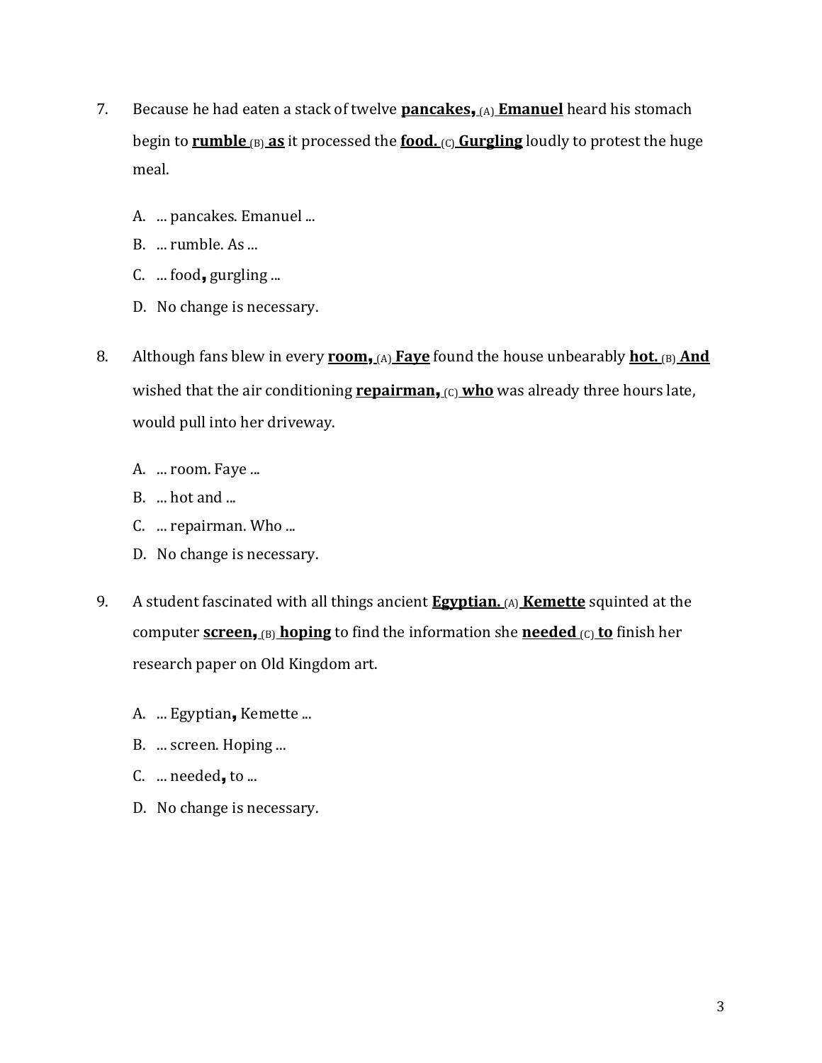7. Because he had eaten a stack of twelve **<u>pancakes,</u>** (A) **<u>Emanuel</u>** heard his stomach begin to **<u>rumble</u>** (B) **<u>as</u>** it processed the **<u>food.</u>** (C) **<u>Gurgling</u>** loudly to protest the huge meal.

   A. ... pancakes. Emanuel ...
   B. ... rumble. As ...
   C. ... food**,** gurgling ...
   D. No change is necessary.

8. Although fans blew in every **<u>room,</u>** (A) **<u>Faye</u>** found the house unbearably **<u>hot.</u>** (B) **<u>And</u>** wished that the air conditioning **<u>repairman,</u>** (C) **<u>who</u>** was already three hours late, would pull into her driveway.

   A. ... room. Faye ...
   B. ... hot and ...
   C. ... repairman. Who ...
   D. No change is necessary.

9. A student fascinated with all things ancient **<u>Egyptian.</u>** (A) **<u>Kemette</u>** squinted at the computer **<u>screen,</u>** (B) **<u>hoping</u>** to find the information she **<u>needed</u>** (C) **<u>to</u>** finish her research paper on Old Kingdom art.

   A. ... Egyptian**,** Kemette ...
   B. ... screen. Hoping ...
   C. ... needed**,** to ...
   D. No change is necessary.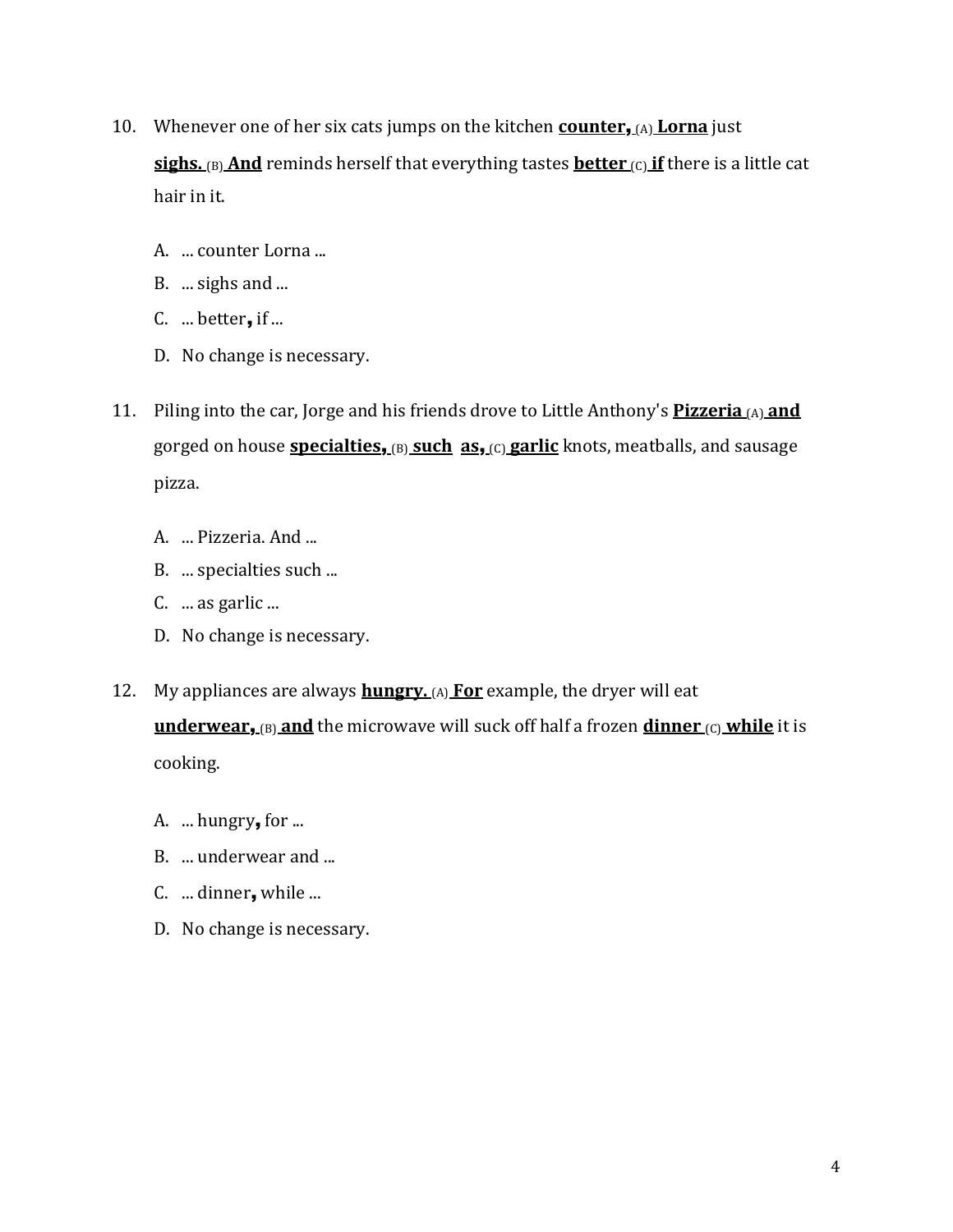10. Whenever one of her six cats jumps on the kitchen **<u>counter,</u>** (A) **<u>Lorna</u>** just **<u>sighs.</u>** (B) **<u>And</u>** reminds herself that everything tastes **<u>better</u>** (C) **<u>if</u>** there is a little cat hair in it.

    A. ... counter Lorna ...

    B. ... sighs and ...

    C. ... better**,** if ...

    D. No change is necessary.

11. Piling into the car, Jorge and his friends drove to Little Anthony's **<u>Pizzeria</u>** (A) **<u>and</u>** gorged on house **<u>specialties,</u>** (B) **<u>such</u>** **<u>as,</u>** (C) **<u>garlic</u>** knots, meatballs, and sausage pizza.

    A. ... Pizzeria. And ...

    B. ... specialties such ...

    C. ... as garlic ...

    D. No change is necessary.

12. My appliances are always **<u>hungry.</u>** (A) **<u>For</u>** example, the dryer will eat **<u>underwear,</u>** (B) **<u>and</u>** the microwave will suck off half a frozen **<u>dinner</u>** (C) **<u>while</u>** it is cooking.

    A. ... hungry**,** for ...

    B. ... underwear and ...

    C. ... dinner**,** while ...

    D. No change is necessary.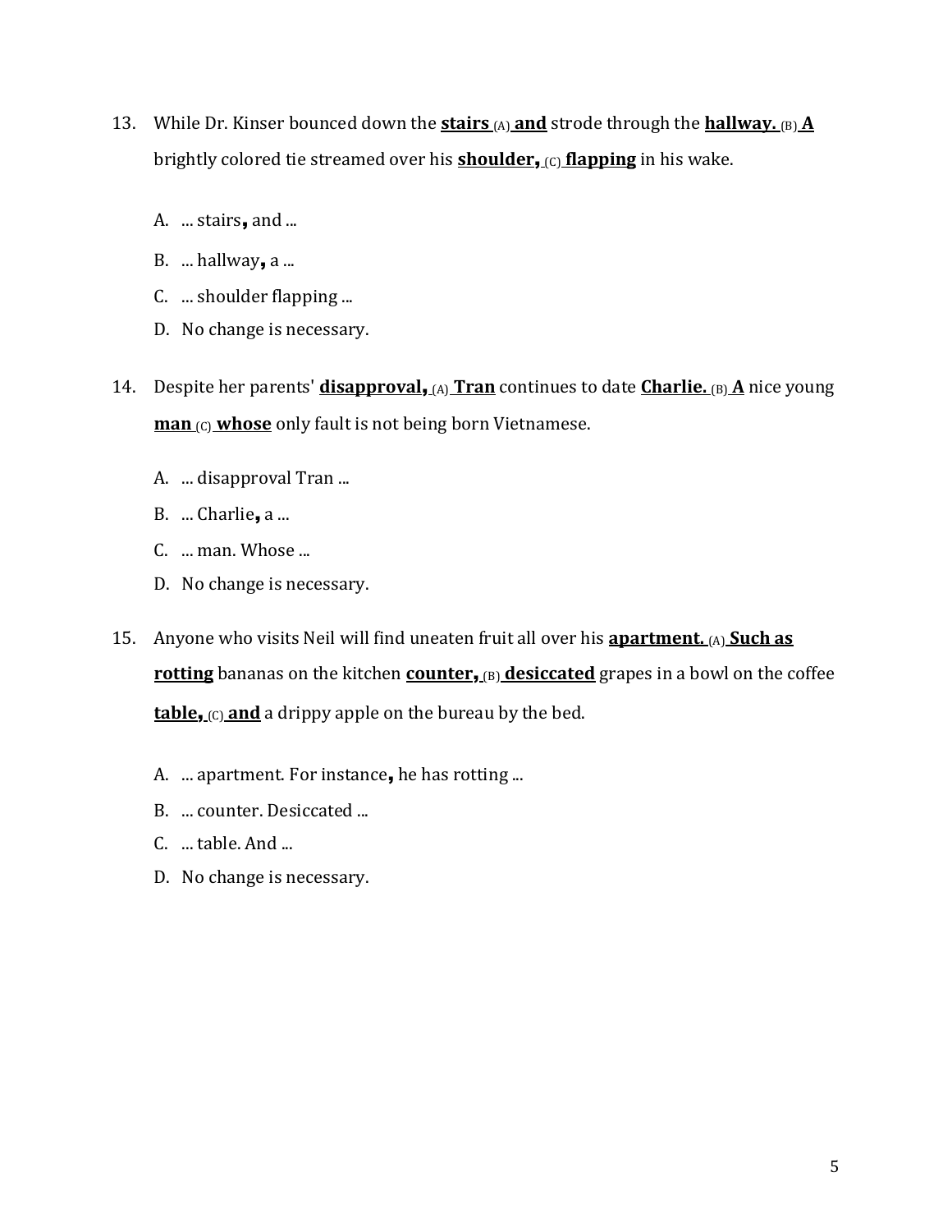13. While Dr. Kinser bounced down the **stairs** (A) **and** strode through the **hallway.** (B) **A** brightly colored tie streamed over his **shoulder,** (C) **flapping** in his wake.

    A. ... stairs**,** and ...

    B. ... hallway**,** a ...

    C. ... shoulder flapping ...

    D. No change is necessary.

14. Despite her parents' **disapproval,** (A) **Tran** continues to date **Charlie.** (B) **A** nice young **man** (C) **whose** only fault is not being born Vietnamese.

    A. ... disapproval Tran ...

    B. ... Charlie**,** a ...

    C. ... man. Whose ...

    D. No change is necessary.

15. Anyone who visits Neil will find uneaten fruit all over his **apartment.** (A) **Such as rotting** bananas on the kitchen **counter,** (B) **desiccated** grapes in a bowl on the coffee **table,** (C) **and** a drippy apple on the bureau by the bed.

    A. ... apartment. For instance**,** he has rotting ...

    B. ... counter. Desiccated ...

    C. ... table. And ...

    D. No change is necessary.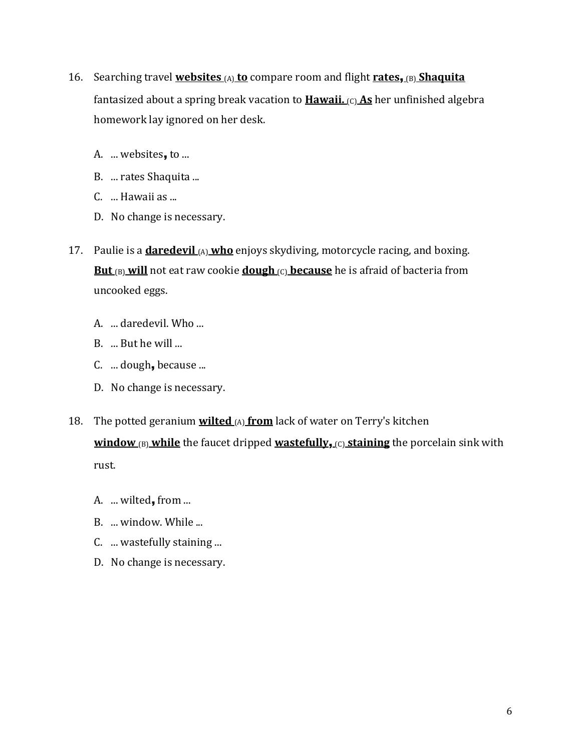16. Searching travel **websites** (A) **to** compare room and flight **rates,** (B) **Shaquita** fantasized about a spring break vacation to **Hawaii.** (C) **As** her unfinished algebra homework lay ignored on her desk.

    A. ... websites**,** to ...
    B. ... rates Shaquita ...
    C. ... Hawaii as ...
    D. No change is necessary.

17. Paulie is a **daredevil** (A) **who** enjoys skydiving, motorcycle racing, and boxing. **But** (B) **will** not eat raw cookie **dough** (C) **because** he is afraid of bacteria from uncooked eggs.

    A. ... daredevil. Who ...
    B. ... But he will ...
    C. ... dough**,** because ...
    D. No change is necessary.

18. The potted geranium **wilted** (A) **from** lack of water on Terry's kitchen **window** (B) **while** the faucet dripped **wastefully,** (C) **staining** the porcelain sink with rust.

    A. ... wilted**,** from ...
    B. ... window. While ...
    C. ... wastefully staining ...
    D. No change is necessary.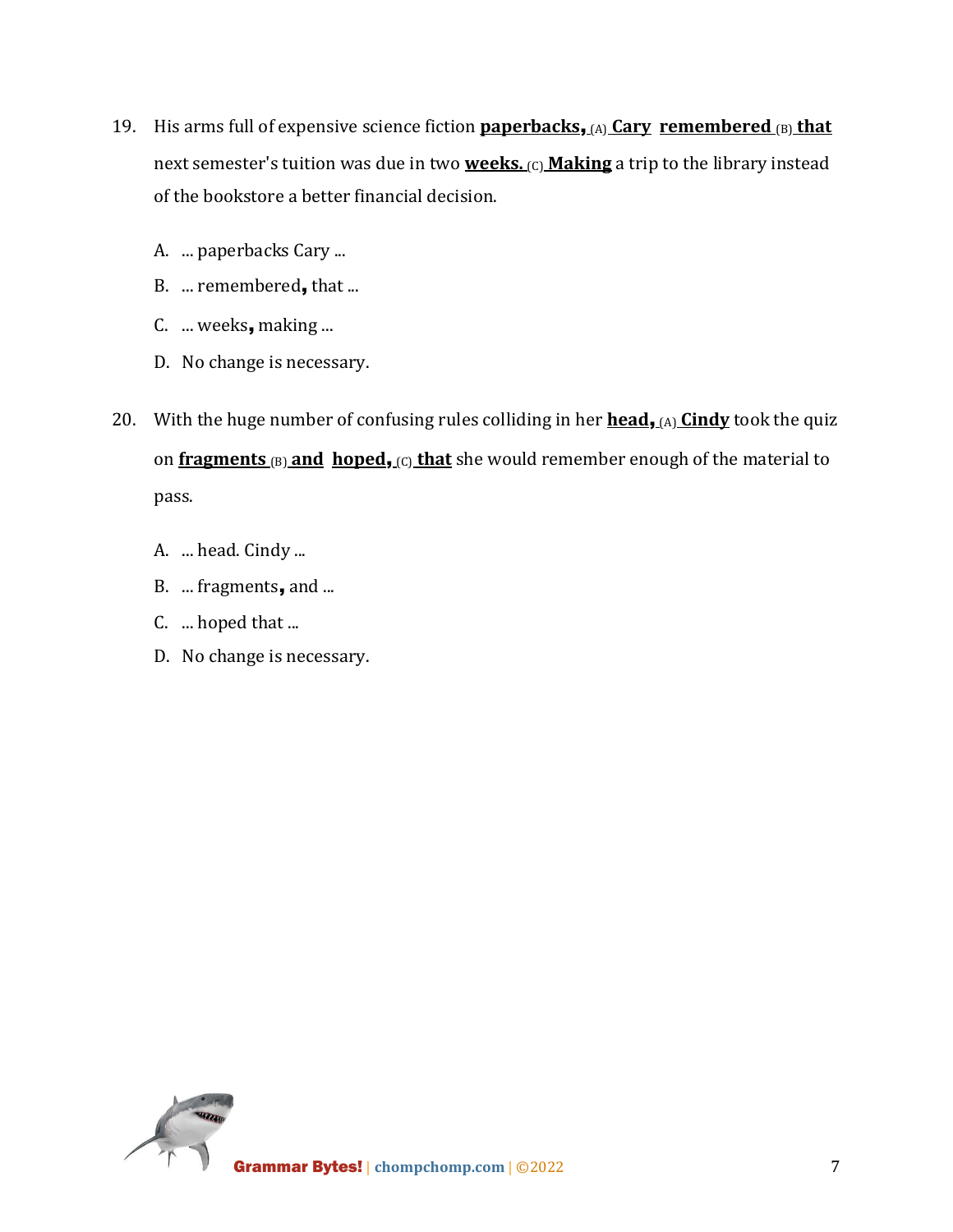19. His arms full of expensive science fiction **paperbacks,** (A) **Cary** **remembered** (B) **that** next semester's tuition was due in two **weeks.** (C) **Making** a trip to the library instead of the bookstore a better financial decision.

    A. ... paperbacks Cary ...

    B. ... remembered**,** that ...

    C. ... weeks**,** making ...

    D. No change is necessary.

20. With the huge number of confusing rules colliding in her **head,** (A) **Cindy** took the quiz on **fragments** (B) **and** **hoped,** (C) **that** she would remember enough of the material to pass.

    A. ... head. Cindy ...

    B. ... fragments**,** and ...

    C. ... hoped that ...

    D. No change is necessary.

Grammar Bytes! | chompchomp.com | ©2022